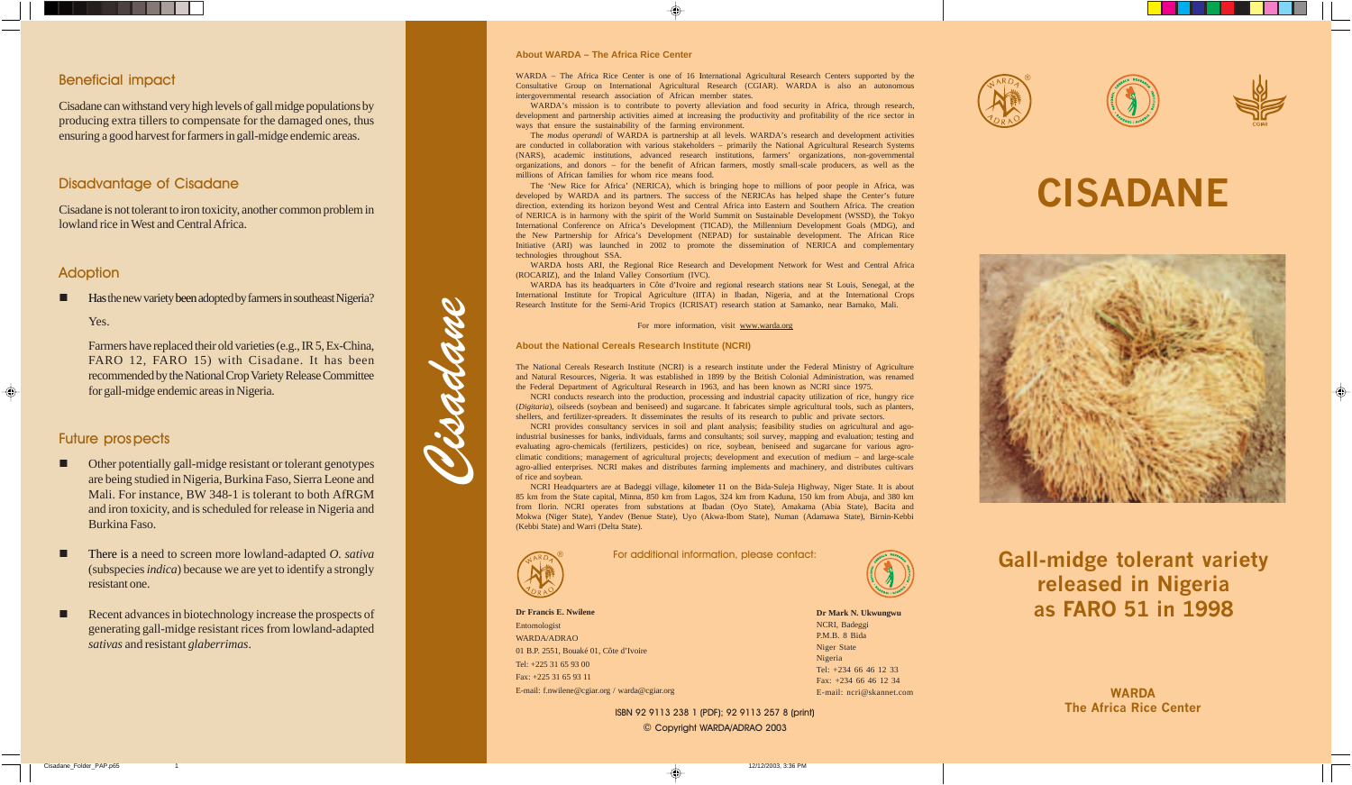## Beneficial impact

Cisadane can withstand very high levels of gall midge populations by producing extra tillers to compensate for the damaged ones, thus ensuring a good harvest for farmers in gall-midge endemic areas.

## Disadvantage of Cisadane

Cisadane is not tolerant to iron toxicity, another common problem in lowland rice in West and Central Africa.

## Adoption

- Has the new variety been adopted by farmers in southeast Nigeria?

  Yes.

  Farmers have replaced their old varieties (e.g., IR 5, Ex-China, FARO 12, FARO 15) with Cisadane. It has been recommended by the National Crop Variety Release Committee for gall-midge endemic areas in Nigeria.

## Future prospects

- Other potentially gall-midge resistant or tolerant genotypes are being studied in Nigeria, Burkina Faso, Sierra Leone and Mali. For instance, BW 348-1 is tolerant to both AfRGM and iron toxicity, and is scheduled for release in Nigeria and Burkina Faso.
- There is a need to screen more lowland-adapted *O. sativa* (subspecies *indica*) because we are yet to identify a strongly resistant one.
- Recent advances in biotechnology increase the prospects of generating gall-midge resistant rices from lowland-adapted *sativas* and resistant *glaberrimas*.

*Cisadane*

### About WARDA – The Africa Rice Center

WARDA – The Africa Rice Center is one of 16 International Agricultural Research Centers supported by the Consultative Group on International Agricultural Research (CGIAR). WARDA is also an autonomous intergovernmental research association of African member states.

WARDA's mission is to contribute to poverty alleviation and food security in Africa, through research, development and partnership activities aimed at increasing the productivity and profitability of the rice sector in ways that ensure the sustainability of the farming environment.

The *modus operandi* of WARDA is partnership at all levels. WARDA's research and development activities are conducted in collaboration with various stakeholders – primarily the National Agricultural Research Systems (NARS), academic institutions, advanced research institutions, farmers' organizations, non-governmental organizations, and donors – for the benefit of African farmers, mostly small-scale producers, as well as the millions of African families for whom rice means food.

The 'New Rice for Africa' (NERICA), which is bringing hope to millions of poor people in Africa, was developed by WARDA and its partners. The success of the NERICAs has helped shape the Center's future direction, extending its horizon beyond West and Central Africa into Eastern and Southern Africa. The creation of NERICA is in harmony with the spirit of the World Summit on Sustainable Development (WSSD), the Tokyo International Conference on Africa's Development (TICAD), the Millennium Development Goals (MDG), and the New Partnership for Africa's Development (NEPAD) for sustainable development. The African Rice Initiative (ARI) was launched in 2002 to promote the dissemination of NERICA and complementary technologies throughout SSA.

WARDA hosts ARI, the Regional Rice Research and Development Network for West and Central Africa (ROCARIZ), and the Inland Valley Consortium (IVC).

WARDA has its headquarters in Côte d'Ivoire and regional research stations near St Louis, Senegal, at the International Institute for Tropical Agriculture (IITA) in Ibadan, Nigeria, and at the International Crops Research Institute for the Semi-Arid Tropics (ICRISAT) research station at Samanko, near Bamako, Mali.

For more information, visit www.warda.org

### About the National Cereals Research Institute (NCRI)

The National Cereals Research Institute (NCRI) is a research institute under the Federal Ministry of Agriculture and Natural Resources, Nigeria. It was established in 1899 by the British Colonial Administration, was renamed the Federal Department of Agricultural Research in 1963, and has been known as NCRI since 1975.

NCRI conducts research into the production, processing and industrial capacity utilization of rice, hungry rice (*Digitaria*), oilseeds (soybean and beniseed) and sugarcane. It fabricates simple agricultural tools, such as planters, shellers, and fertilizer-spreaders. It disseminates the results of its research to public and private sectors.

NCRI provides consultancy services in soil and plant analysis; feasibility studies on agricultural and agro-industrial businesses for banks, individuals, farms and consultants; soil survey, mapping and evaluation; testing and evaluating agro-chemicals (fertilizers, pesticides) on rice, soybean, beniseed and sugarcane for various agro-climatic conditions; management of agricultural projects; development and execution of medium – and large-scale agro-allied enterprises. NCRI makes and distributes farming implements and machinery, and distributes cultivars of rice and soybean.

NCRI Headquarters are at Badeggi village, kilometer 11 on the Bida-Suleja Highway, Niger State. It is about 85 km from the State capital, Minna, 850 km from Lagos, 324 km from Kaduna, 150 km from Abuja, and 380 km from Ilorin. NCRI operates from substations at Ibadan (Oyo State), Amakama (Abia State), Bacita and Mokwa (Niger State), Yandev (Benue State), Uyo (Akwa-Ibom State), Numan (Adamawa State), Birnin-Kebbi (Kebbi State) and Warri (Delta State).

For additional information, please contact:

**Dr Francis E. Nwilene**
Entomologist
WARDA/ADRAO
01 B.P. 2551, Bouaké 01, Côte d'Ivoire
Tel: +225 31 65 93 00
Fax: +225 31 65 93 11
E-mail: f.nwilene@cgiar.org / warda@cgiar.org

**Dr Mark N. Ukwungwu**
NCRI, Badeggi
P.M.B. 8 Bida
Niger State
Nigeria
Tel: +234 66 46 12 33
Fax: +234 66 46 12 34
E-mail: ncri@skannet.com

ISBN 92 9113 238 1 (PDF); 92 9113 257 8 (print)
© Copyright WARDA/ADRAO 2003

# CISADANE

## Gall-midge tolerant variety released in Nigeria as FARO 51 in 1998

**WARDA**
**The Africa Rice Center**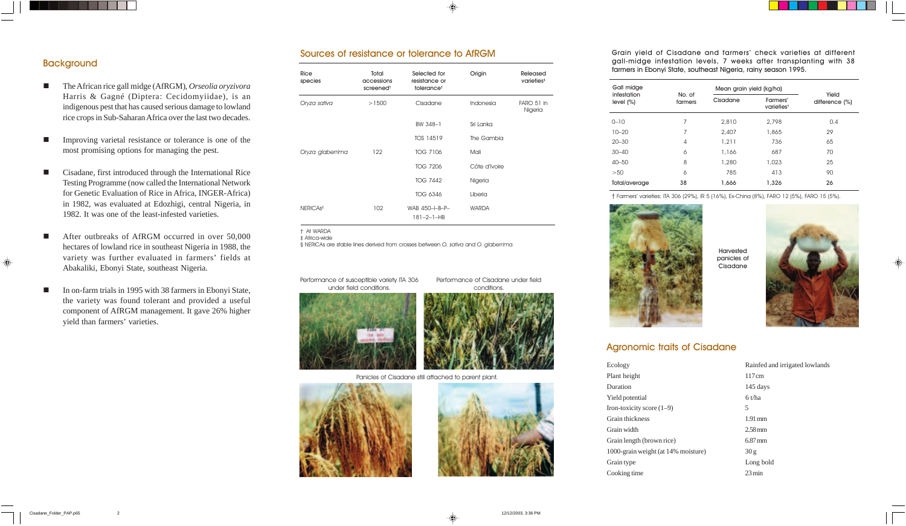## Background

- The African rice gall midge (AfRGM), *Orseolia oryzivora* Harris & Gagné (Diptera: Cecidomyiidae), is an indigenous pest that has caused serious damage to lowland rice crops in Sub-Saharan Africa over the last two decades.
- Improving varietal resistance or tolerance is one of the most promising options for managing the pest.
- Cisadane, first introduced through the International Rice Testing Programme (now called the International Network for Genetic Evaluation of Rice in Africa, INGER-Africa) in 1982, was evaluated at Edozhigi, central Nigeria, in 1982. It was one of the least-infested varieties.
- After outbreaks of AfRGM occurred in over 50,000 hectares of lowland rice in southeast Nigeria in 1988, the variety was further evaluated in farmers' fields at Abakaliki, Ebonyi State, southeast Nigeria.
- In on-farm trials in 1995 with 38 farmers in Ebonyi State, the variety was found tolerant and provided a useful component of AfRGM management. It gave 26% higher yield than farmers' varieties.

## Sources of resistance or tolerance to AfRGM

| Rice species | Total accessions screened† | Selected for resistance or tolerance† | Origin | Released varieties‡ |
|---|---|---|---|---|
| *Oryza sativa* | >1500 | Cisadane | Indonesia | FARO 51 in Nigeria |
| | | BW 348–1 | Sri Lanka | |
| | | TOS 14519 | The Gambia | |
| *Oryza glaberrima* | 122 | TOG 7106 | Mali | |
| | | TOG 7206 | Côte d'Ivoire | |
| | | TOG 7442 | Nigeria | |
| | | TOG 6346 | Liberia | |
| NERICAs§ | 102 | WAB 450–I–B–P–181–2–1–HB | WARDA | |

† At WARDA
‡ Africa-wide
§ NERICAs are stable lines derived from crosses between *O. sativa* and *O. glaberrima*.

Performance of susceptible variety ITA 306 under field conditions.

Performance of Cisadane under field conditions.

Panicles of Cisadane still attached to parent plant.

Grain yield of Cisadane and farmers' check varieties at different gall-midge infestation levels, 7 weeks after transplanting with 38 farmers in Ebonyi State, southeast Nigeria, rainy season 1995.

| Gall midge infestation level (%) | No. of farmers | Mean grain yield (kg/ha) | | Yield difference (%) |
|---|---|---|---|---|
| | | Cisadane | Farmers' varieties† | |
| 0–10 | 7 | 2,810 | 2,798 | 0.4 |
| 10–20 | 7 | 2,407 | 1,865 | 29 |
| 20–30 | 4 | 1,211 | 736 | 65 |
| 30–40 | 6 | 1,166 | 687 | 70 |
| 40–50 | 8 | 1,280 | 1,023 | 25 |
| >50 | 6 | 785 | 413 | 90 |
| Total/average | 38 | 1,666 | 1,326 | 26 |

† Farmers' varieties: ITA 306 (29%), IR 5 (16%), Ex-China (8%), FARO 12 (5%), FARO 15 (5%).

Harvested panicles of Cisadane

## Agronomic traits of Cisadane

| | |
|---|---|
| Ecology | Rainfed and irrigated lowlands |
| Plant height | 117 cm |
| Duration | 145 days |
| Yield potential | 6 t/ha |
| Iron-toxicity score (1–9) | 5 |
| Grain thickness | 1.91 mm |
| Grain width | 2.58 mm |
| Grain length (brown rice) | 6.87 mm |
| 1000-grain weight (at 14% moisture) | 30 g |
| Grain type | Long bold |
| Cooking time | 23 min |